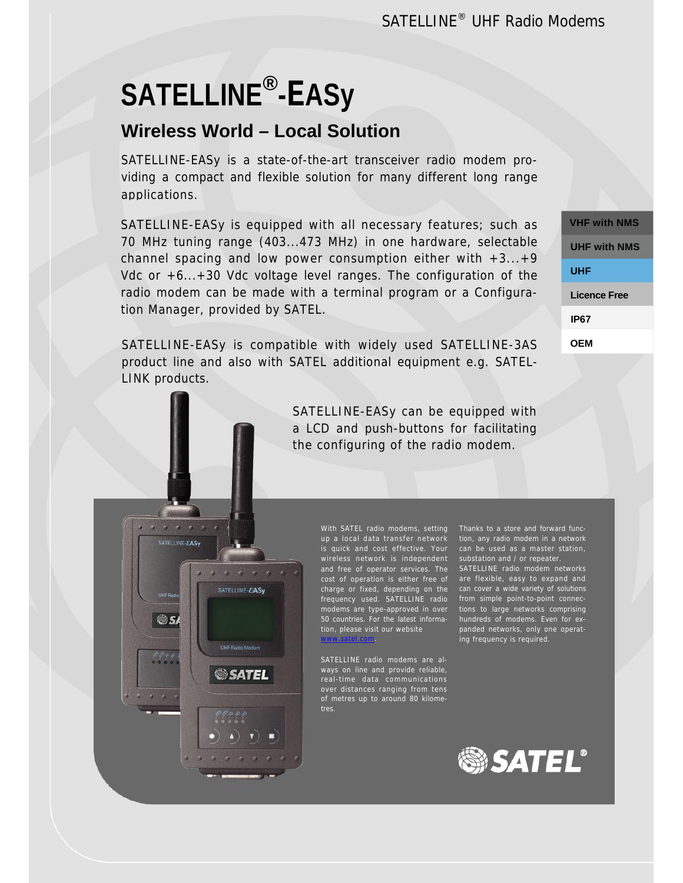# SATELLINE®-EASy

## Wireless World – Local Solution

SATELLINE-EASy is a state-of-the-art transceiver radio modem providing a compact and flexible solution for many different long range applications.

SATELLINE-EASy is equipped with all necessary features; such as 70 MHz tuning range (403...473 MHz) in one hardware, selectable channel spacing and low power consumption either with +3...+9 Vdc or +6...+30 Vdc voltage level ranges. The configuration of the radio modem can be made with a terminal program or a Configuration Manager, provided by SATEL.

SATELLINE-EASy is compatible with widely used SATELLINE-3AS product line and also with SATEL additional equipment e.g. SATEL-LINK products.

**VHF with NMS**

**UHF with NMS**

**UHF**

**Licence Free**

**IP67**

**OEM**

SATELLINE-EASy can be equipped with a LCD and push-buttons for facilitating the configuring of the radio modem.

With SATEL radio modems, setting up a local data transfer network is quick and cost effective. Your wireless network is independent and free of operator services. The cost of operation is either free of charge or fixed, depending on the frequency used. SATELLINE radio modems are type-approved in over 50 countries. For the latest information, please visit our website www.satel.com.

SATELLINE radio modems are always on line and provide reliable, real-time data communications over distances ranging from tens of metres up to around 80 kilometres.

Thanks to a store and forward function, any radio modem in a network can be used as a master station, substation and / or repeater. SATELLINE radio modem networks are flexible, easy to expand and can cover a wide variety of solutions from simple point-to-point connections to large networks comprising hundreds of modems. Even for expanded networks, only one operating frequency is required.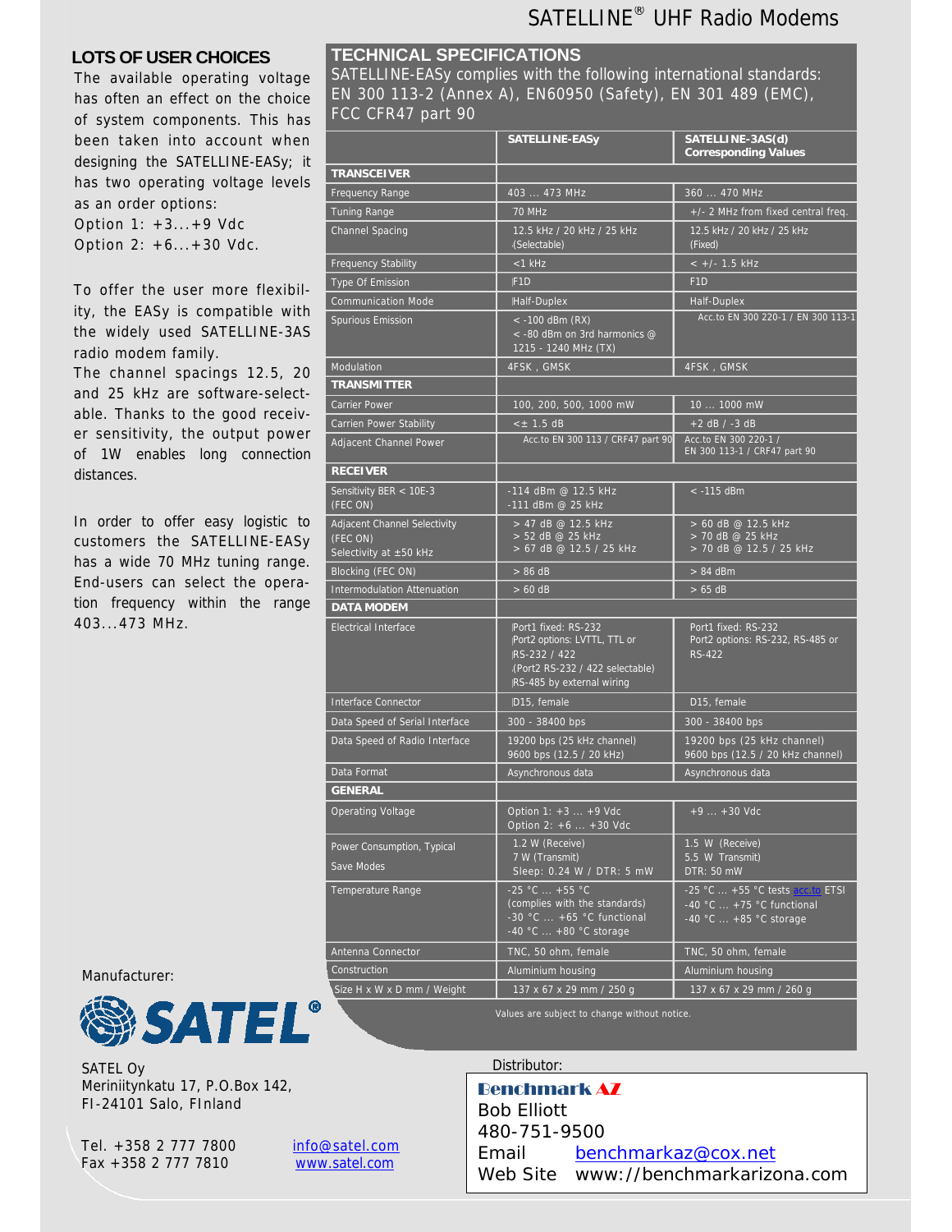## LOTS OF USER CHOICES

The available operating voltage has often an effect on the choice of system components. This has been taken into account when designing the SATELLINE-EASy; it has two operating voltage levels as an order options:

Option 1: +3...+9 Vdc
Option 2: +6...+30 Vdc.

To offer the user more flexibility, the EASy is compatible with the widely used SATELLINE-3AS radio modem family.

The channel spacings 12.5, 20 and 25 kHz are software-selectable. Thanks to the good receiver sensitivity, the output power of 1W enables long connection distances.

In order to offer easy logistic to customers the SATELLINE-EASy has a wide 70 MHz tuning range. End-users can select the operation frequency within the range 403...473 MHz.

## TECHNICAL SPECIFICATIONS

SATELLINE-EASy complies with the following international standards: EN 300 113-2 (Annex A), EN60950 (Safety), EN 301 489 (EMC), FCC CFR47 part 90

| | SATELLINE-EASy | SATELLINE-3AS(d) Corresponding Values |
|---|---|---|
| **TRANSCEIVER** | | |
| Frequency Range | 403 ... 473 MHz | 360 ... 470 MHz |
| Tuning Range | 70 MHz | +/- 2 MHz from fixed central freq. |
| Channel Spacing | 12.5 kHz / 20 kHz / 25 kHz (Selectable) | 12.5 kHz / 20 kHz / 25 kHz (Fixed) |
| Frequency Stability | <1 kHz | < +/- 1.5 kHz |
| Type Of Emission | F1D | F1D |
| Communication Mode | Half-Duplex | Half-Duplex |
| Spurious Emission | < -100 dBm (RX)<br>< -80 dBm on 3rd harmonics @ 1215 - 1240 MHz (TX) | Acc.to EN 300 220-1 / EN 300 113-1 |
| Modulation | 4FSK , GMSK | 4FSK , GMSK |
| **TRANSMITTER** | | |
| Carrier Power | 100, 200, 500, 1000 mW | 10 ... 1000 mW |
| Carrien Power Stability | <± 1.5 dB | +2 dB / -3 dB |
| Adjacent Channel Power | Acc.to EN 300 113 / CRF47 part 90 | Acc.to EN 300 220-1 / EN 300 113-1 / CRF47 part 90 |
| **RECEIVER** | | |
| Sensitivity BER < 10E-3 (FEC ON) | -114 dBm @ 12.5 kHz<br>-111 dBm @ 25 kHz | < -115 dBm |
| Adjacent Channel Selectivity (FEC ON)<br>Selectivity at ±50 kHz | > 47 dB @ 12.5 kHz<br>> 52 dB @ 25 kHz<br>> 67 dB @ 12.5 / 25 kHz | > 60 dB @ 12.5 kHz<br>> 70 dB @ 25 kHz<br>> 70 dB @ 12.5 / 25 kHz |
| Blocking (FEC ON) | > 86 dB | > 84 dBm |
| Intermodulation Attenuation | > 60 dB | > 65 dB |
| **DATA MODEM** | | |
| Electrical Interface | Port1 fixed: RS-232<br>Port2 options: LVTTL, TTL or RS-232 / 422<br>(Port2 RS-232 / 422 selectable)<br>RS-485 by external wiring | Port1 fixed: RS-232<br>Port2 options: RS-232, RS-485 or RS-422 |
| Interface Connector | D15, female | D15, female |
| Data Speed of Serial Interface | 300 - 38400 bps | 300 - 38400 bps |
| Data Speed of Radio Interface | 19200 bps (25 kHz channel)<br>9600 bps (12.5 / 20 kHz) | 19200 bps (25 kHz channel)<br>9600 bps (12.5 / 20 kHz channel) |
| Data Format | Asynchronous data | Asynchronous data |
| **GENERAL** | | |
| Operating Voltage | Option 1: +3 ... +9 Vdc<br>Option 2: +6 ... +30 Vdc | +9 ... +30 Vdc |
| Power Consumption, Typical<br>Save Modes | 1.2 W (Receive)<br>7 W (Transmit)<br>Sleep: 0.24 W / DTR: 5 mW | 1.5 W (Receive)<br>5.5 W Transmit)<br>DTR: 50 mW |
| Temperature Range | -25 °C ... +55 °C (complies with the standards)<br>-30 °C ... +65 °C functional<br>-40 °C ... +80 °C storage | -25 °C ... +55 °C tests acc.to ETSI<br>-40 °C ... +75 °C functional<br>-40 °C ... +85 °C storage |
| Antenna Connector | TNC, 50 ohm, female | TNC, 50 ohm, female |
| Construction | Aluminium housing | Aluminium housing |
| Size H x W x D mm / Weight | 137 x 67 x 29 mm / 250 g | 137 x 67 x 29 mm / 260 g |

Values are subject to change without notice.

Manufacturer:

SATEL

SATEL Oy
Meriniitynkatu 17, P.O.Box 142,
FI-24101 Salo, FInland

Tel. +358 2 777 7800
Fax +358 2 777 7810

info@satel.com
www.satel.com

Distributor:

Benchmark AZ
Bob Elliott
480-751-9500
Email benchmarkaz@cox.net
Web Site www://benchmarkarizona.com